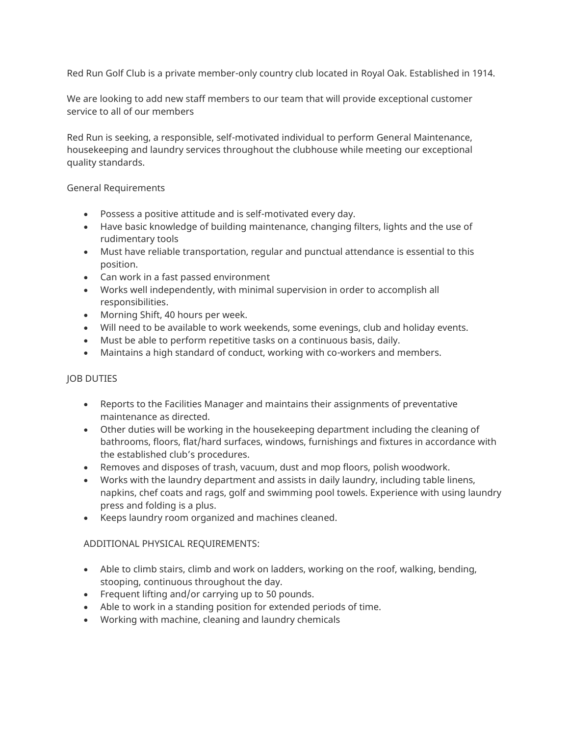Red Run Golf Club is a private member-only country club located in Royal Oak. Established in 1914.

We are looking to add new staff members to our team that will provide exceptional customer service to all of our members

Red Run is seeking, a responsible, self-motivated individual to perform General Maintenance, housekeeping and laundry services throughout the clubhouse while meeting our exceptional quality standards.

General Requirements

- Possess a positive attitude and is self-motivated every day.
- Have basic knowledge of building maintenance, changing filters, lights and the use of rudimentary tools
- Must have reliable transportation, regular and punctual attendance is essential to this position.
- Can work in a fast passed environment
- Works well independently, with minimal supervision in order to accomplish all responsibilities.
- Morning Shift, 40 hours per week.
- Will need to be available to work weekends, some evenings, club and holiday events.
- Must be able to perform repetitive tasks on a continuous basis, daily.
- Maintains a high standard of conduct, working with co-workers and members.

JOB DUTIES

- Reports to the Facilities Manager and maintains their assignments of preventative maintenance as directed.
- Other duties will be working in the housekeeping department including the cleaning of bathrooms, floors, flat/hard surfaces, windows, furnishings and fixtures in accordance with the established club's procedures.
- Removes and disposes of trash, vacuum, dust and mop floors, polish woodwork.
- Works with the laundry department and assists in daily laundry, including table linens, napkins, chef coats and rags, golf and swimming pool towels. Experience with using laundry press and folding is a plus.
- Keeps laundry room organized and machines cleaned.

ADDITIONAL PHYSICAL REQUIREMENTS:

- Able to climb stairs, climb and work on ladders, working on the roof, walking, bending, stooping, continuous throughout the day.
- Frequent lifting and/or carrying up to 50 pounds.
- Able to work in a standing position for extended periods of time.
- Working with machine, cleaning and laundry chemicals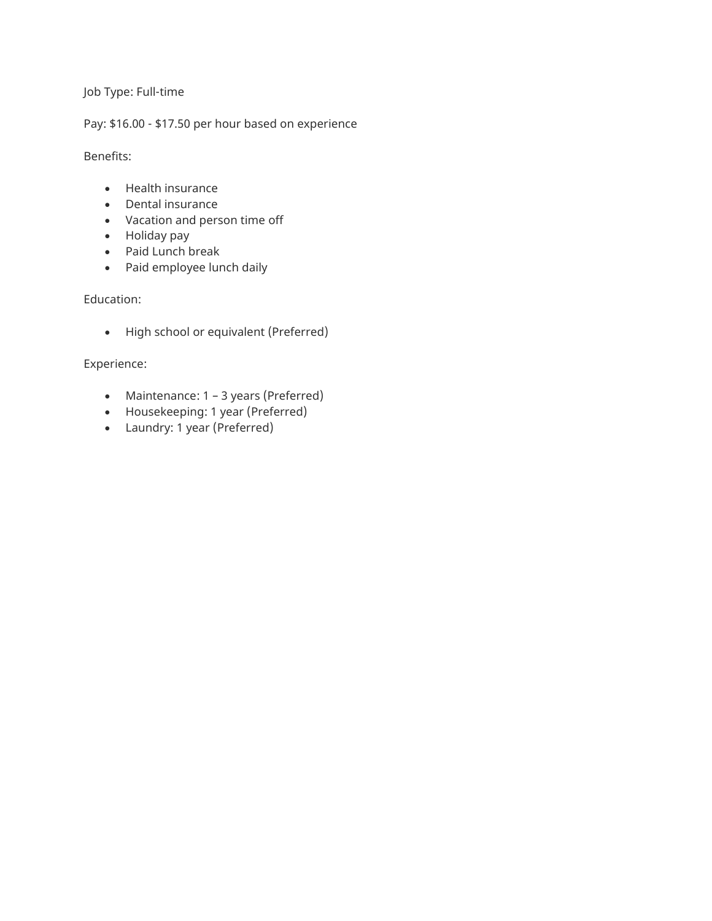Job Type: Full-time

Pay: $16.00 - $17.50 per hour based on experience

Benefits:

- Health insurance
- Dental insurance
- Vacation and person time off
- Holiday pay
- Paid Lunch break
- Paid employee lunch daily

Education:

- High school or equivalent (Preferred)

Experience:

- Maintenance: 1 – 3 years (Preferred)
- Housekeeping: 1 year (Preferred)
- Laundry: 1 year (Preferred)